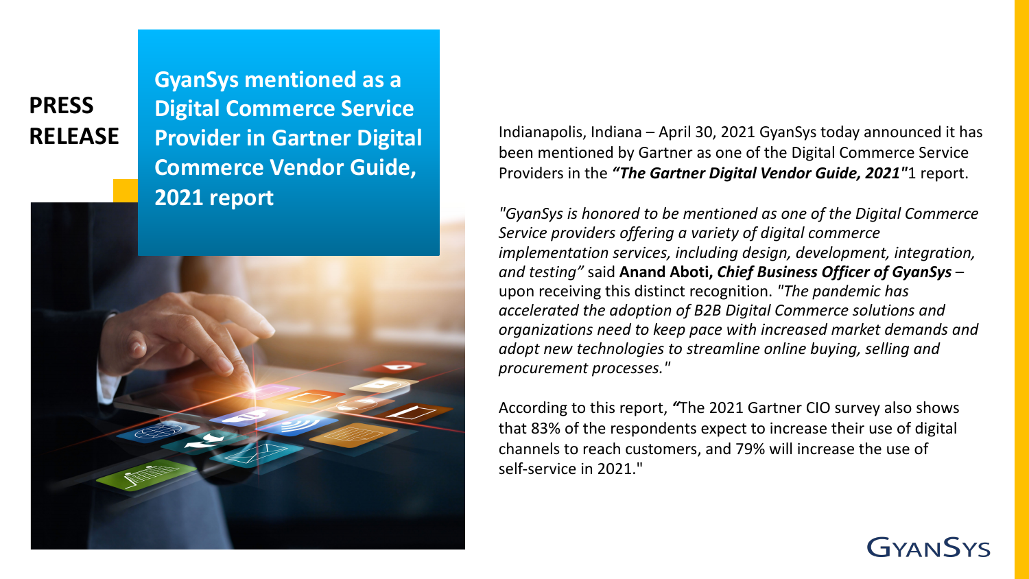**PRESS RELEASE**

# GyanSys mentioned as a Digital Commerce Service Provider in Gartner Digital Commerce Vendor Guide, 2021 report

Indianapolis, Indiana – April 30, 2021 GyanSys today announced it has been mentioned by Gartner as one of the Digital Commerce Service Providers in the ***"The Gartner Digital Vendor Guide, 2021"***1 report.

*"GyanSys is honored to be mentioned as one of the Digital Commerce Service providers offering a variety of digital commerce implementation services, including design, development, integration, and testing"* said **Anand Aboti, *Chief Business Officer of GyanSys*** – upon receiving this distinct recognition. *"The pandemic has accelerated the adoption of B2B Digital Commerce solutions and organizations need to keep pace with increased market demands and adopt new technologies to streamline online buying, selling and procurement processes."*

According to this report, *"*The 2021 Gartner CIO survey also shows that 83% of the respondents expect to increase their use of digital channels to reach customers, and 79% will increase the use of self-service in 2021."

GYANSYS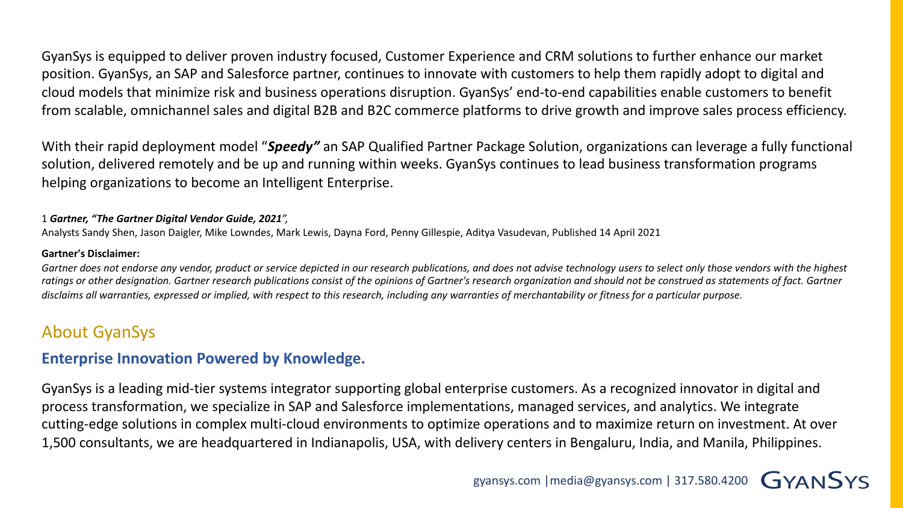GyanSys is equipped to deliver proven industry focused, Customer Experience and CRM solutions to further enhance our market position. GyanSys, an SAP and Salesforce partner, continues to innovate with customers to help them rapidly adopt to digital and cloud models that minimize risk and business operations disruption. GyanSys' end-to-end capabilities enable customers to benefit from scalable, omnichannel sales and digital B2B and B2C commerce platforms to drive growth and improve sales process efficiency.

With their rapid deployment model "***Speedy"*** an SAP Qualified Partner Package Solution, organizations can leverage a fully functional solution, delivered remotely and be up and running within weeks. GyanSys continues to lead business transformation programs helping organizations to become an Intelligent Enterprise.

1 ***Gartner, "The Gartner Digital Vendor Guide, 2021"***,
Analysts Sandy Shen, Jason Daigler, Mike Lowndes, Mark Lewis, Dayna Ford, Penny Gillespie, Aditya Vasudevan, Published 14 April 2021

**Gartner's Disclaimer:**

*Gartner does not endorse any vendor, product or service depicted in our research publications, and does not advise technology users to select only those vendors with the highest ratings or other designation. Gartner research publications consist of the opinions of Gartner's research organization and should not be construed as statements of fact. Gartner disclaims all warranties, expressed or implied, with respect to this research, including any warranties of merchantability or fitness for a particular purpose.*

## About GyanSys

### Enterprise Innovation Powered by Knowledge.

GyanSys is a leading mid-tier systems integrator supporting global enterprise customers. As a recognized innovator in digital and process transformation, we specialize in SAP and Salesforce implementations, managed services, and analytics. We integrate cutting-edge solutions in complex multi-cloud environments to optimize operations and to maximize return on investment. At over 1,500 consultants, we are headquartered in Indianapolis, USA, with delivery centers in Bengaluru, India, and Manila, Philippines.

gyansys.com |media@gyansys.com | 317.580.4200 GYANSYS